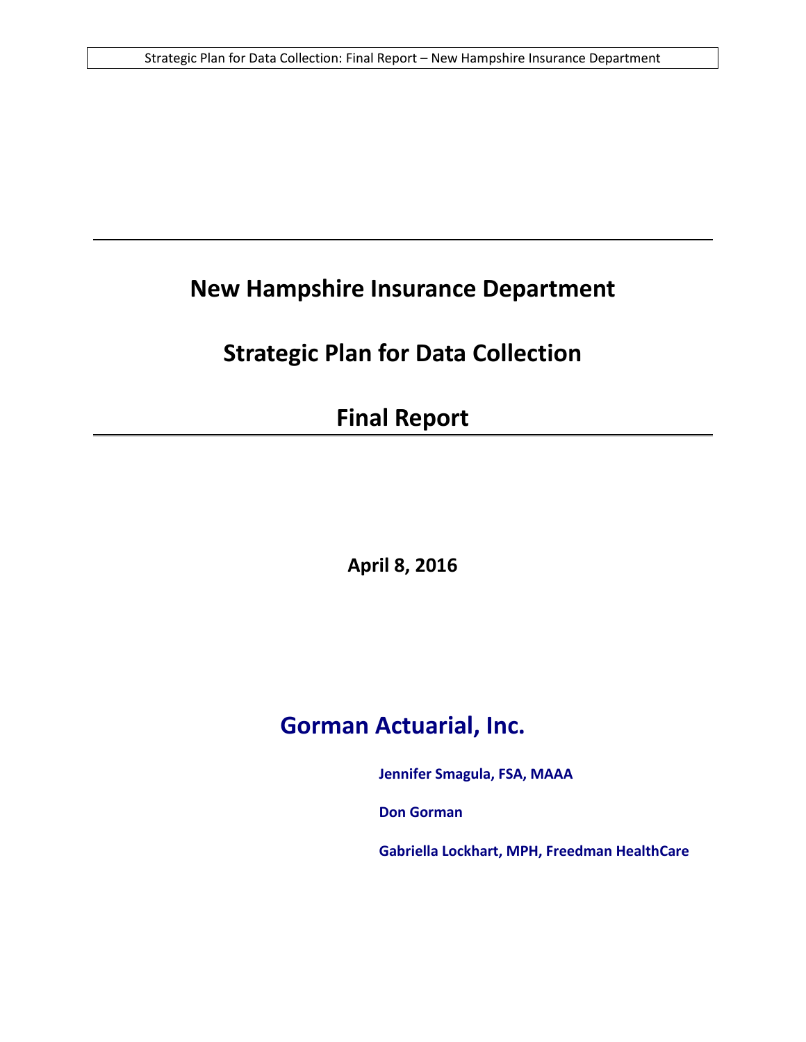# New Hampshire Insurance Department

# Strategic Plan for Data Collection

# Final Report

**April 8, 2016**

## Gorman Actuarial, Inc.

**Jennifer Smagula, FSA, MAAA**

**Don Gorman**

**Gabriella Lockhart, MPH, Freedman HealthCare**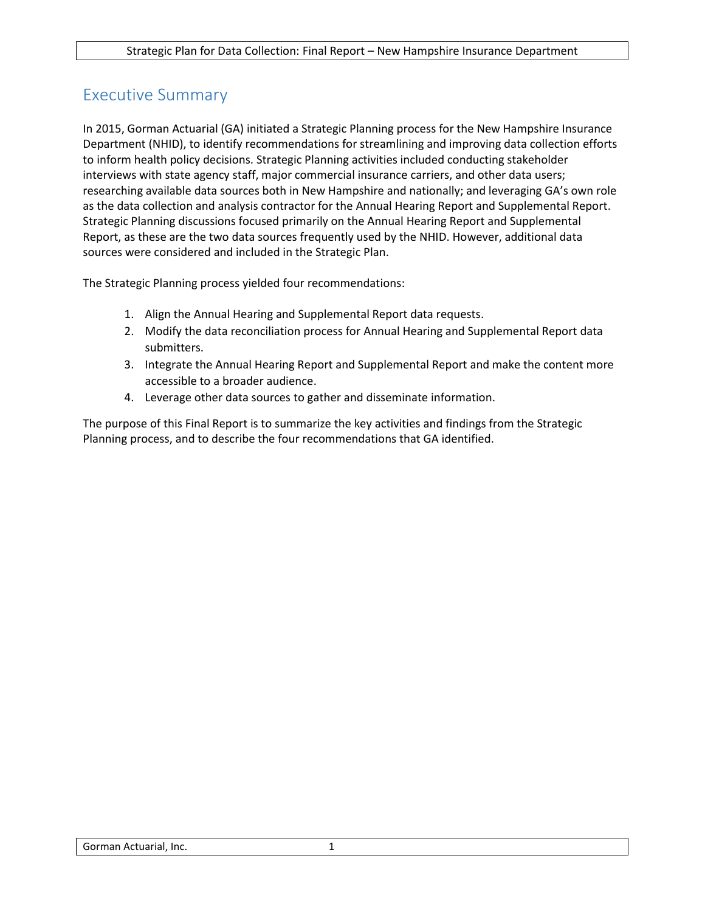# Executive Summary

In 2015, Gorman Actuarial (GA) initiated a Strategic Planning process for the New Hampshire Insurance Department (NHID), to identify recommendations for streamlining and improving data collection efforts to inform health policy decisions. Strategic Planning activities included conducting stakeholder interviews with state agency staff, major commercial insurance carriers, and other data users; researching available data sources both in New Hampshire and nationally; and leveraging GA's own role as the data collection and analysis contractor for the Annual Hearing Report and Supplemental Report. Strategic Planning discussions focused primarily on the Annual Hearing Report and Supplemental Report, as these are the two data sources frequently used by the NHID. However, additional data sources were considered and included in the Strategic Plan.

The Strategic Planning process yielded four recommendations:

1. Align the Annual Hearing and Supplemental Report data requests.
2. Modify the data reconciliation process for Annual Hearing and Supplemental Report data submitters.
3. Integrate the Annual Hearing Report and Supplemental Report and make the content more accessible to a broader audience.
4. Leverage other data sources to gather and disseminate information.

The purpose of this Final Report is to summarize the key activities and findings from the Strategic Planning process, and to describe the four recommendations that GA identified.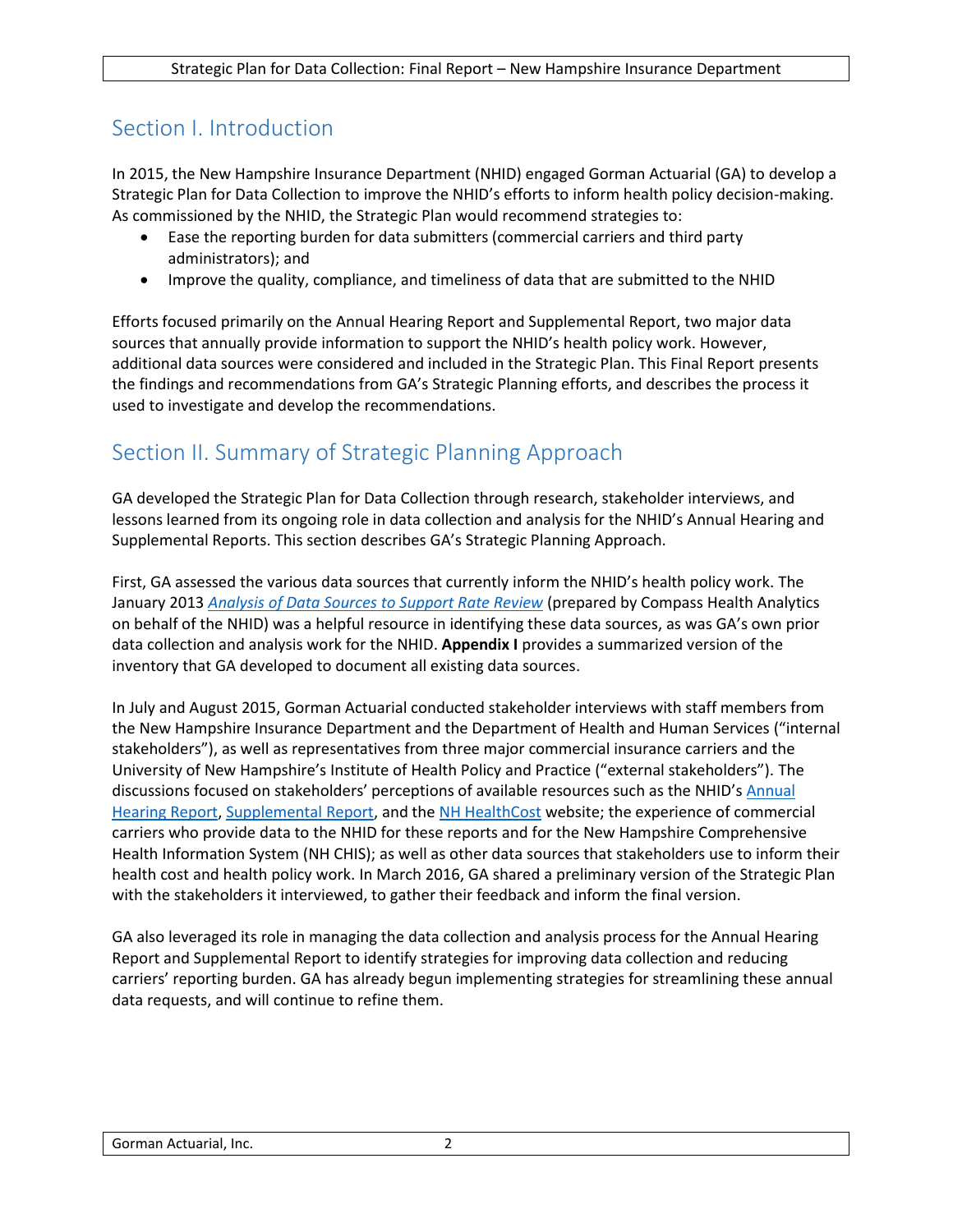## Section I. Introduction

In 2015, the New Hampshire Insurance Department (NHID) engaged Gorman Actuarial (GA) to develop a Strategic Plan for Data Collection to improve the NHID's efforts to inform health policy decision-making. As commissioned by the NHID, the Strategic Plan would recommend strategies to:

- Ease the reporting burden for data submitters (commercial carriers and third party administrators); and
- Improve the quality, compliance, and timeliness of data that are submitted to the NHID

Efforts focused primarily on the Annual Hearing Report and Supplemental Report, two major data sources that annually provide information to support the NHID's health policy work. However, additional data sources were considered and included in the Strategic Plan. This Final Report presents the findings and recommendations from GA's Strategic Planning efforts, and describes the process it used to investigate and develop the recommendations.

## Section II. Summary of Strategic Planning Approach

GA developed the Strategic Plan for Data Collection through research, stakeholder interviews, and lessons learned from its ongoing role in data collection and analysis for the NHID's Annual Hearing and Supplemental Reports. This section describes GA's Strategic Planning Approach.

First, GA assessed the various data sources that currently inform the NHID's health policy work. The January 2013 *Analysis of Data Sources to Support Rate Review* (prepared by Compass Health Analytics on behalf of the NHID) was a helpful resource in identifying these data sources, as was GA's own prior data collection and analysis work for the NHID. **Appendix I** provides a summarized version of the inventory that GA developed to document all existing data sources.

In July and August 2015, Gorman Actuarial conducted stakeholder interviews with staff members from the New Hampshire Insurance Department and the Department of Health and Human Services ("internal stakeholders"), as well as representatives from three major commercial insurance carriers and the University of New Hampshire's Institute of Health Policy and Practice ("external stakeholders"). The discussions focused on stakeholders' perceptions of available resources such as the NHID's Annual Hearing Report, Supplemental Report, and the NH HealthCost website; the experience of commercial carriers who provide data to the NHID for these reports and for the New Hampshire Comprehensive Health Information System (NH CHIS); as well as other data sources that stakeholders use to inform their health cost and health policy work. In March 2016, GA shared a preliminary version of the Strategic Plan with the stakeholders it interviewed, to gather their feedback and inform the final version.

GA also leveraged its role in managing the data collection and analysis process for the Annual Hearing Report and Supplemental Report to identify strategies for improving data collection and reducing carriers' reporting burden. GA has already begun implementing strategies for streamlining these annual data requests, and will continue to refine them.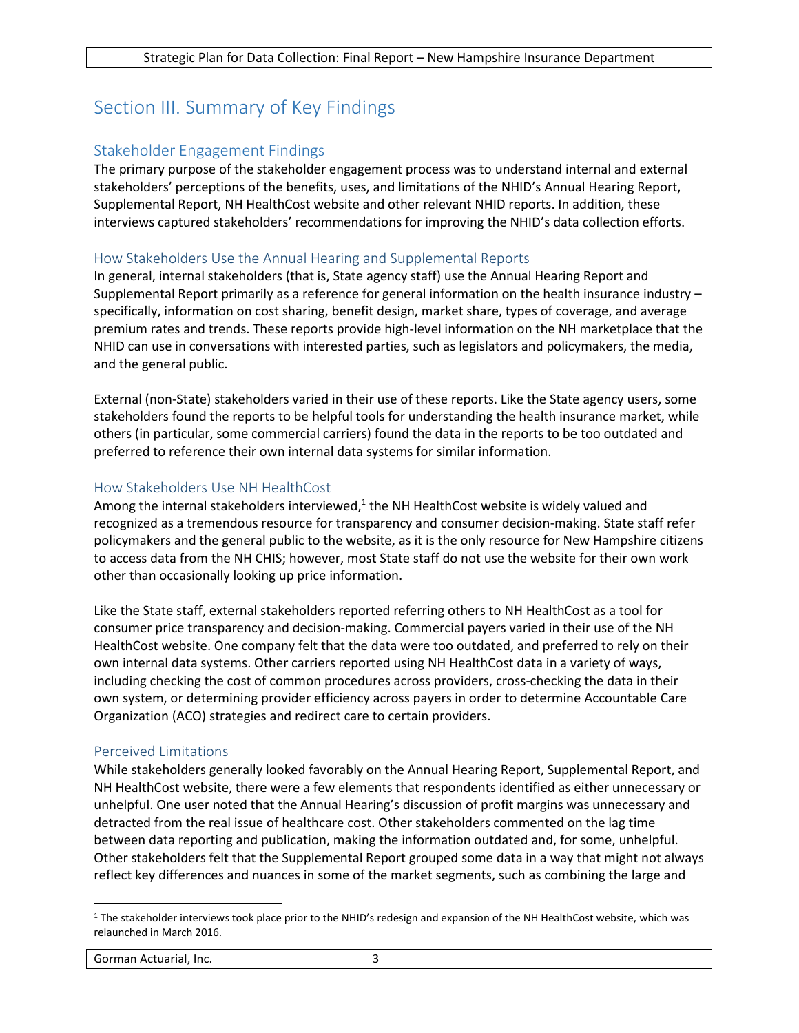# Section III. Summary of Key Findings

## Stakeholder Engagement Findings

The primary purpose of the stakeholder engagement process was to understand internal and external stakeholders' perceptions of the benefits, uses, and limitations of the NHID's Annual Hearing Report, Supplemental Report, NH HealthCost website and other relevant NHID reports. In addition, these interviews captured stakeholders' recommendations for improving the NHID's data collection efforts.

### How Stakeholders Use the Annual Hearing and Supplemental Reports

In general, internal stakeholders (that is, State agency staff) use the Annual Hearing Report and Supplemental Report primarily as a reference for general information on the health insurance industry – specifically, information on cost sharing, benefit design, market share, types of coverage, and average premium rates and trends. These reports provide high-level information on the NH marketplace that the NHID can use in conversations with interested parties, such as legislators and policymakers, the media, and the general public.

External (non-State) stakeholders varied in their use of these reports. Like the State agency users, some stakeholders found the reports to be helpful tools for understanding the health insurance market, while others (in particular, some commercial carriers) found the data in the reports to be too outdated and preferred to reference their own internal data systems for similar information.

### How Stakeholders Use NH HealthCost

Among the internal stakeholders interviewed,[1] the NH HealthCost website is widely valued and recognized as a tremendous resource for transparency and consumer decision-making. State staff refer policymakers and the general public to the website, as it is the only resource for New Hampshire citizens to access data from the NH CHIS; however, most State staff do not use the website for their own work other than occasionally looking up price information.

Like the State staff, external stakeholders reported referring others to NH HealthCost as a tool for consumer price transparency and decision-making. Commercial payers varied in their use of the NH HealthCost website. One company felt that the data were too outdated, and preferred to rely on their own internal data systems. Other carriers reported using NH HealthCost data in a variety of ways, including checking the cost of common procedures across providers, cross-checking the data in their own system, or determining provider efficiency across payers in order to determine Accountable Care Organization (ACO) strategies and redirect care to certain providers.

### Perceived Limitations

While stakeholders generally looked favorably on the Annual Hearing Report, Supplemental Report, and NH HealthCost website, there were a few elements that respondents identified as either unnecessary or unhelpful. One user noted that the Annual Hearing's discussion of profit margins was unnecessary and detracted from the real issue of healthcare cost. Other stakeholders commented on the lag time between data reporting and publication, making the information outdated and, for some, unhelpful. Other stakeholders felt that the Supplemental Report grouped some data in a way that might not always reflect key differences and nuances in some of the market segments, such as combining the large and

[1] The stakeholder interviews took place prior to the NHID's redesign and expansion of the NH HealthCost website, which was relaunched in March 2016.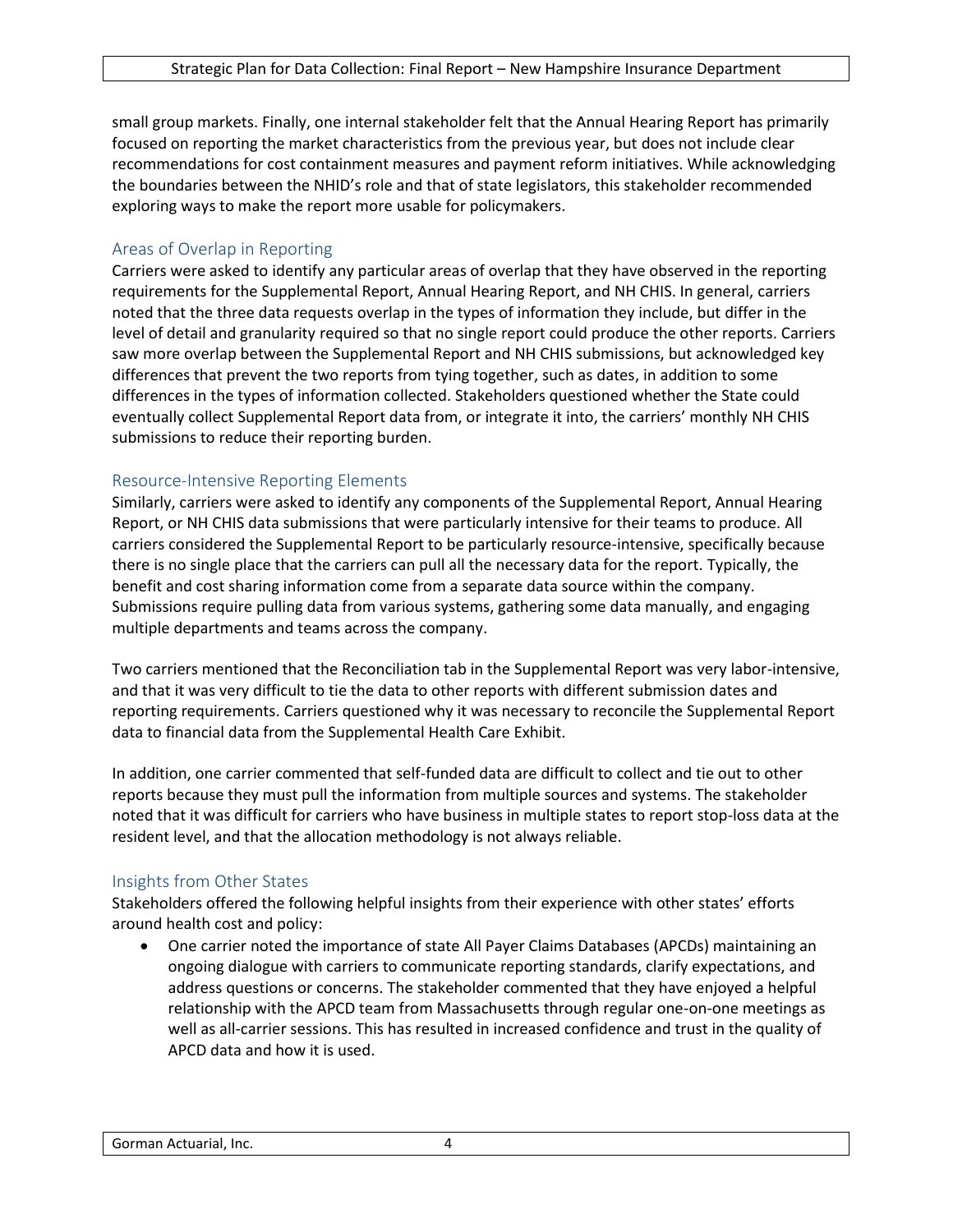small group markets. Finally, one internal stakeholder felt that the Annual Hearing Report has primarily focused on reporting the market characteristics from the previous year, but does not include clear recommendations for cost containment measures and payment reform initiatives. While acknowledging the boundaries between the NHID's role and that of state legislators, this stakeholder recommended exploring ways to make the report more usable for policymakers.

### Areas of Overlap in Reporting

Carriers were asked to identify any particular areas of overlap that they have observed in the reporting requirements for the Supplemental Report, Annual Hearing Report, and NH CHIS. In general, carriers noted that the three data requests overlap in the types of information they include, but differ in the level of detail and granularity required so that no single report could produce the other reports. Carriers saw more overlap between the Supplemental Report and NH CHIS submissions, but acknowledged key differences that prevent the two reports from tying together, such as dates, in addition to some differences in the types of information collected. Stakeholders questioned whether the State could eventually collect Supplemental Report data from, or integrate it into, the carriers' monthly NH CHIS submissions to reduce their reporting burden.

### Resource-Intensive Reporting Elements

Similarly, carriers were asked to identify any components of the Supplemental Report, Annual Hearing Report, or NH CHIS data submissions that were particularly intensive for their teams to produce. All carriers considered the Supplemental Report to be particularly resource-intensive, specifically because there is no single place that the carriers can pull all the necessary data for the report. Typically, the benefit and cost sharing information come from a separate data source within the company. Submissions require pulling data from various systems, gathering some data manually, and engaging multiple departments and teams across the company.

Two carriers mentioned that the Reconciliation tab in the Supplemental Report was very labor-intensive, and that it was very difficult to tie the data to other reports with different submission dates and reporting requirements. Carriers questioned why it was necessary to reconcile the Supplemental Report data to financial data from the Supplemental Health Care Exhibit.

In addition, one carrier commented that self-funded data are difficult to collect and tie out to other reports because they must pull the information from multiple sources and systems. The stakeholder noted that it was difficult for carriers who have business in multiple states to report stop-loss data at the resident level, and that the allocation methodology is not always reliable.

### Insights from Other States

Stakeholders offered the following helpful insights from their experience with other states' efforts around health cost and policy:

- One carrier noted the importance of state All Payer Claims Databases (APCDs) maintaining an ongoing dialogue with carriers to communicate reporting standards, clarify expectations, and address questions or concerns. The stakeholder commented that they have enjoyed a helpful relationship with the APCD team from Massachusetts through regular one-on-one meetings as well as all-carrier sessions. This has resulted in increased confidence and trust in the quality of APCD data and how it is used.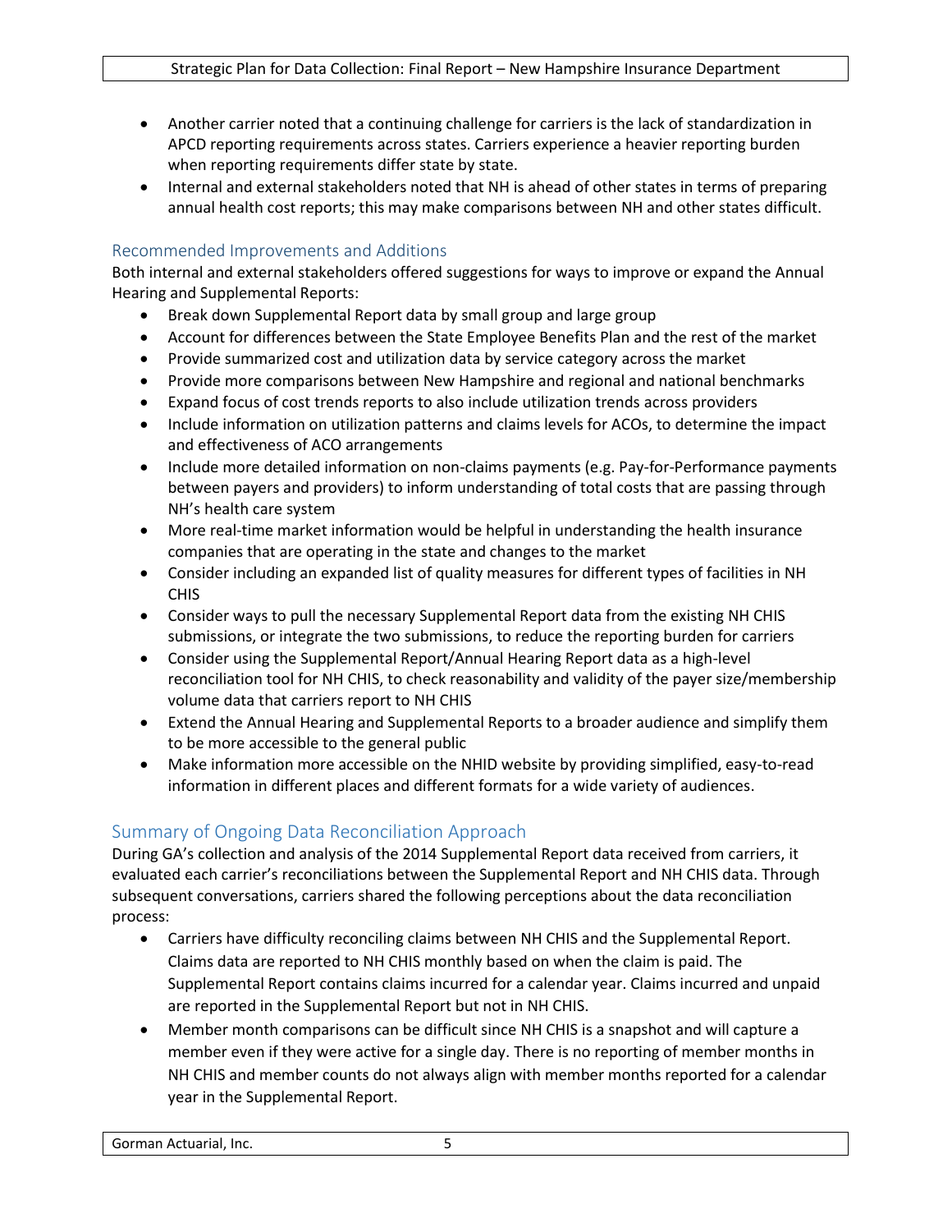- Another carrier noted that a continuing challenge for carriers is the lack of standardization in APCD reporting requirements across states. Carriers experience a heavier reporting burden when reporting requirements differ state by state.
- Internal and external stakeholders noted that NH is ahead of other states in terms of preparing annual health cost reports; this may make comparisons between NH and other states difficult.

### Recommended Improvements and Additions

Both internal and external stakeholders offered suggestions for ways to improve or expand the Annual Hearing and Supplemental Reports:

- Break down Supplemental Report data by small group and large group
- Account for differences between the State Employee Benefits Plan and the rest of the market
- Provide summarized cost and utilization data by service category across the market
- Provide more comparisons between New Hampshire and regional and national benchmarks
- Expand focus of cost trends reports to also include utilization trends across providers
- Include information on utilization patterns and claims levels for ACOs, to determine the impact and effectiveness of ACO arrangements
- Include more detailed information on non-claims payments (e.g. Pay-for-Performance payments between payers and providers) to inform understanding of total costs that are passing through NH's health care system
- More real-time market information would be helpful in understanding the health insurance companies that are operating in the state and changes to the market
- Consider including an expanded list of quality measures for different types of facilities in NH CHIS
- Consider ways to pull the necessary Supplemental Report data from the existing NH CHIS submissions, or integrate the two submissions, to reduce the reporting burden for carriers
- Consider using the Supplemental Report/Annual Hearing Report data as a high-level reconciliation tool for NH CHIS, to check reasonability and validity of the payer size/membership volume data that carriers report to NH CHIS
- Extend the Annual Hearing and Supplemental Reports to a broader audience and simplify them to be more accessible to the general public
- Make information more accessible on the NHID website by providing simplified, easy-to-read information in different places and different formats for a wide variety of audiences.

## Summary of Ongoing Data Reconciliation Approach

During GA's collection and analysis of the 2014 Supplemental Report data received from carriers, it evaluated each carrier's reconciliations between the Supplemental Report and NH CHIS data. Through subsequent conversations, carriers shared the following perceptions about the data reconciliation process:

- Carriers have difficulty reconciling claims between NH CHIS and the Supplemental Report. Claims data are reported to NH CHIS monthly based on when the claim is paid. The Supplemental Report contains claims incurred for a calendar year. Claims incurred and unpaid are reported in the Supplemental Report but not in NH CHIS.
- Member month comparisons can be difficult since NH CHIS is a snapshot and will capture a member even if they were active for a single day. There is no reporting of member months in NH CHIS and member counts do not always align with member months reported for a calendar year in the Supplemental Report.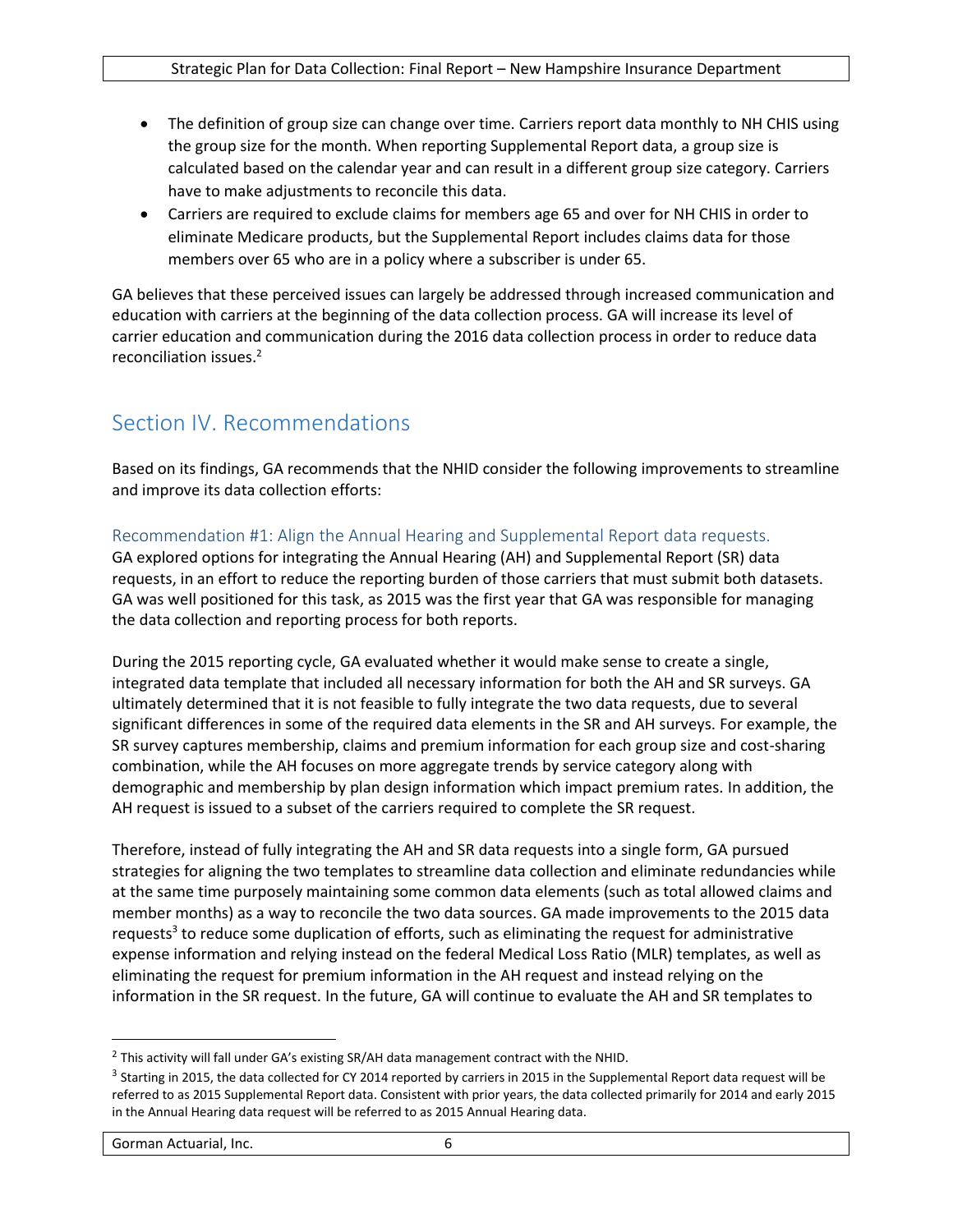- The definition of group size can change over time. Carriers report data monthly to NH CHIS using the group size for the month. When reporting Supplemental Report data, a group size is calculated based on the calendar year and can result in a different group size category. Carriers have to make adjustments to reconcile this data.
- Carriers are required to exclude claims for members age 65 and over for NH CHIS in order to eliminate Medicare products, but the Supplemental Report includes claims data for those members over 65 who are in a policy where a subscriber is under 65.

GA believes that these perceived issues can largely be addressed through increased communication and education with carriers at the beginning of the data collection process. GA will increase its level of carrier education and communication during the 2016 data collection process in order to reduce data reconciliation issues.[2]

## Section IV. Recommendations

Based on its findings, GA recommends that the NHID consider the following improvements to streamline and improve its data collection efforts:

### Recommendation #1: Align the Annual Hearing and Supplemental Report data requests.

GA explored options for integrating the Annual Hearing (AH) and Supplemental Report (SR) data requests, in an effort to reduce the reporting burden of those carriers that must submit both datasets. GA was well positioned for this task, as 2015 was the first year that GA was responsible for managing the data collection and reporting process for both reports.

During the 2015 reporting cycle, GA evaluated whether it would make sense to create a single, integrated data template that included all necessary information for both the AH and SR surveys. GA ultimately determined that it is not feasible to fully integrate the two data requests, due to several significant differences in some of the required data elements in the SR and AH surveys. For example, the SR survey captures membership, claims and premium information for each group size and cost-sharing combination, while the AH focuses on more aggregate trends by service category along with demographic and membership by plan design information which impact premium rates. In addition, the AH request is issued to a subset of the carriers required to complete the SR request.

Therefore, instead of fully integrating the AH and SR data requests into a single form, GA pursued strategies for aligning the two templates to streamline data collection and eliminate redundancies while at the same time purposely maintaining some common data elements (such as total allowed claims and member months) as a way to reconcile the two data sources. GA made improvements to the 2015 data requests[3] to reduce some duplication of efforts, such as eliminating the request for administrative expense information and relying instead on the federal Medical Loss Ratio (MLR) templates, as well as eliminating the request for premium information in the AH request and instead relying on the information in the SR request. In the future, GA will continue to evaluate the AH and SR templates to

---

[2] This activity will fall under GA's existing SR/AH data management contract with the NHID.

[3] Starting in 2015, the data collected for CY 2014 reported by carriers in 2015 in the Supplemental Report data request will be referred to as 2015 Supplemental Report data. Consistent with prior years, the data collected primarily for 2014 and early 2015 in the Annual Hearing data request will be referred to as 2015 Annual Hearing data.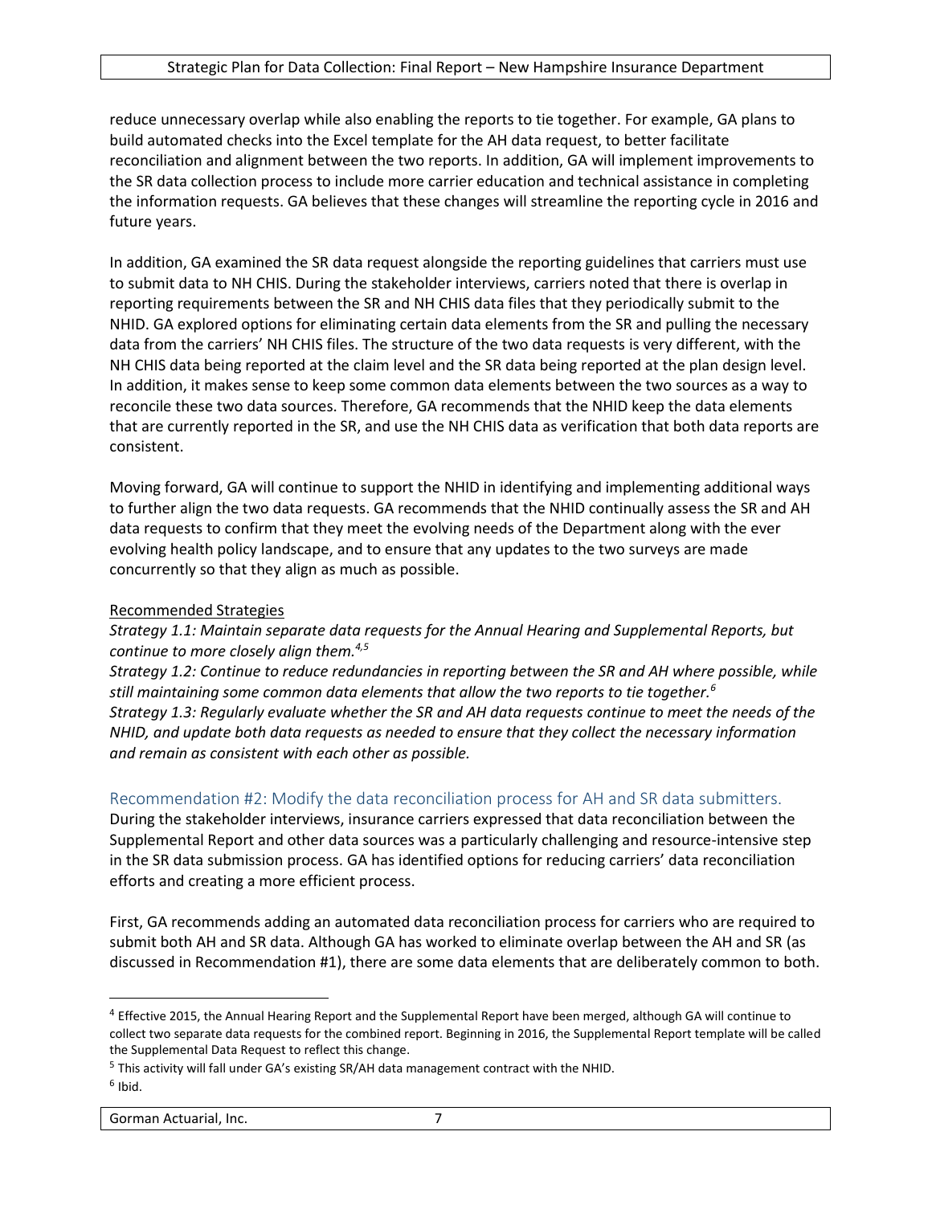reduce unnecessary overlap while also enabling the reports to tie together. For example, GA plans to build automated checks into the Excel template for the AH data request, to better facilitate reconciliation and alignment between the two reports. In addition, GA will implement improvements to the SR data collection process to include more carrier education and technical assistance in completing the information requests. GA believes that these changes will streamline the reporting cycle in 2016 and future years.

In addition, GA examined the SR data request alongside the reporting guidelines that carriers must use to submit data to NH CHIS. During the stakeholder interviews, carriers noted that there is overlap in reporting requirements between the SR and NH CHIS data files that they periodically submit to the NHID. GA explored options for eliminating certain data elements from the SR and pulling the necessary data from the carriers' NH CHIS files. The structure of the two data requests is very different, with the NH CHIS data being reported at the claim level and the SR data being reported at the plan design level. In addition, it makes sense to keep some common data elements between the two sources as a way to reconcile these two data sources. Therefore, GA recommends that the NHID keep the data elements that are currently reported in the SR, and use the NH CHIS data as verification that both data reports are consistent.

Moving forward, GA will continue to support the NHID in identifying and implementing additional ways to further align the two data requests. GA recommends that the NHID continually assess the SR and AH data requests to confirm that they meet the evolving needs of the Department along with the ever evolving health policy landscape, and to ensure that any updates to the two surveys are made concurrently so that they align as much as possible.

Recommended Strategies

*Strategy 1.1: Maintain separate data requests for the Annual Hearing and Supplemental Reports, but continue to more closely align them.*[4,5]

*Strategy 1.2: Continue to reduce redundancies in reporting between the SR and AH where possible, while still maintaining some common data elements that allow the two reports to tie together.*[6]

*Strategy 1.3: Regularly evaluate whether the SR and AH data requests continue to meet the needs of the NHID, and update both data requests as needed to ensure that they collect the necessary information and remain as consistent with each other as possible.*

### Recommendation #2: Modify the data reconciliation process for AH and SR data submitters.

During the stakeholder interviews, insurance carriers expressed that data reconciliation between the Supplemental Report and other data sources was a particularly challenging and resource-intensive step in the SR data submission process. GA has identified options for reducing carriers' data reconciliation efforts and creating a more efficient process.

First, GA recommends adding an automated data reconciliation process for carriers who are required to submit both AH and SR data. Although GA has worked to eliminate overlap between the AH and SR (as discussed in Recommendation #1), there are some data elements that are deliberately common to both.

---

[4] Effective 2015, the Annual Hearing Report and the Supplemental Report have been merged, although GA will continue to collect two separate data requests for the combined report. Beginning in 2016, the Supplemental Report template will be called the Supplemental Data Request to reflect this change.

[5] This activity will fall under GA's existing SR/AH data management contract with the NHID.

[6] Ibid.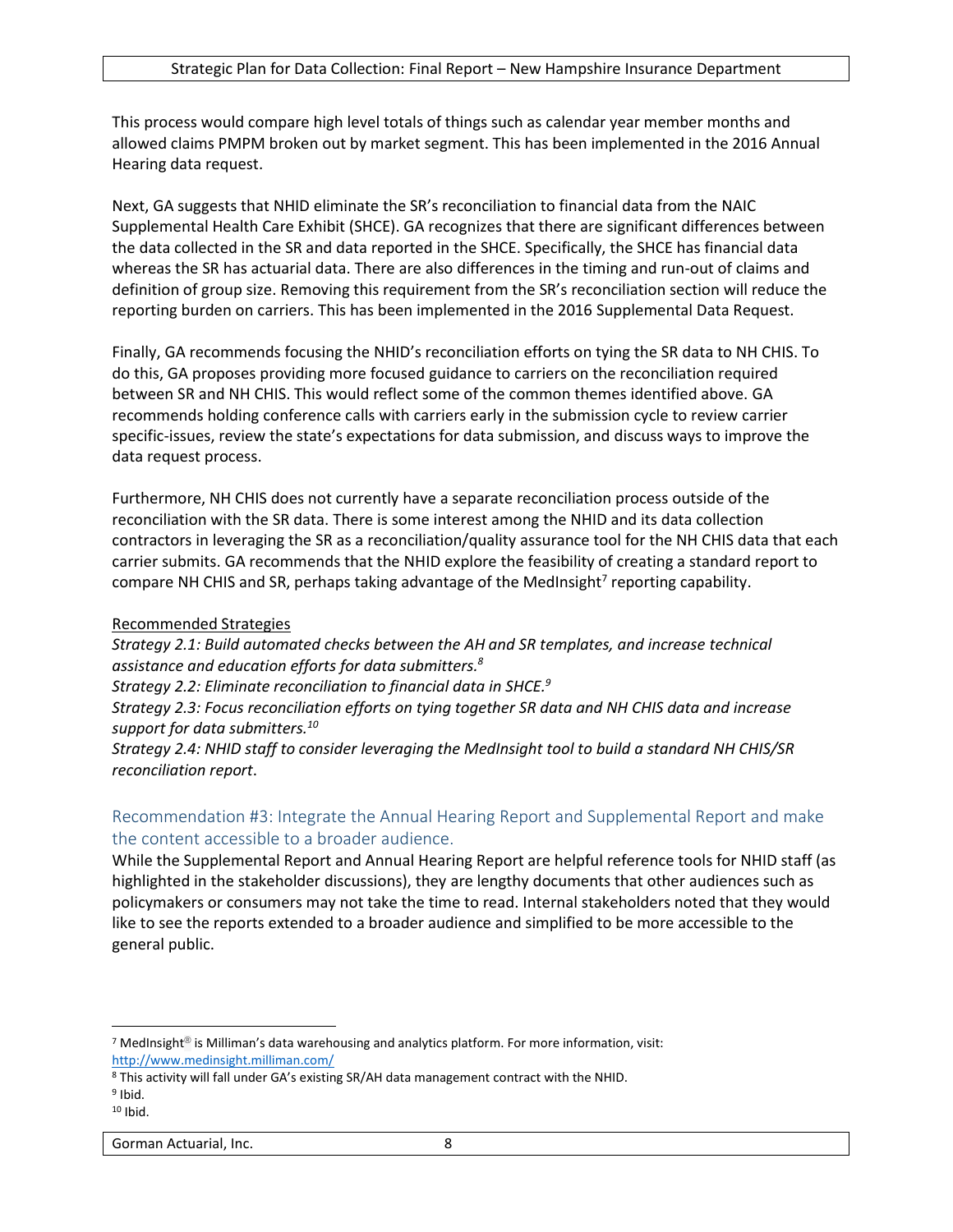This process would compare high level totals of things such as calendar year member months and allowed claims PMPM broken out by market segment. This has been implemented in the 2016 Annual Hearing data request.

Next, GA suggests that NHID eliminate the SR's reconciliation to financial data from the NAIC Supplemental Health Care Exhibit (SHCE). GA recognizes that there are significant differences between the data collected in the SR and data reported in the SHCE. Specifically, the SHCE has financial data whereas the SR has actuarial data. There are also differences in the timing and run-out of claims and definition of group size. Removing this requirement from the SR's reconciliation section will reduce the reporting burden on carriers. This has been implemented in the 2016 Supplemental Data Request.

Finally, GA recommends focusing the NHID's reconciliation efforts on tying the SR data to NH CHIS. To do this, GA proposes providing more focused guidance to carriers on the reconciliation required between SR and NH CHIS. This would reflect some of the common themes identified above. GA recommends holding conference calls with carriers early in the submission cycle to review carrier specific-issues, review the state's expectations for data submission, and discuss ways to improve the data request process.

Furthermore, NH CHIS does not currently have a separate reconciliation process outside of the reconciliation with the SR data. There is some interest among the NHID and its data collection contractors in leveraging the SR as a reconciliation/quality assurance tool for the NH CHIS data that each carrier submits. GA recommends that the NHID explore the feasibility of creating a standard report to compare NH CHIS and SR, perhaps taking advantage of the MedInsight[7] reporting capability.

Recommended Strategies

*Strategy 2.1: Build automated checks between the AH and SR templates, and increase technical assistance and education efforts for data submitters.*[8]

*Strategy 2.2: Eliminate reconciliation to financial data in SHCE.*[9]

*Strategy 2.3: Focus reconciliation efforts on tying together SR data and NH CHIS data and increase support for data submitters.*[10]

*Strategy 2.4: NHID staff to consider leveraging the MedInsight tool to build a standard NH CHIS/SR reconciliation report.*

### Recommendation #3: Integrate the Annual Hearing Report and Supplemental Report and make the content accessible to a broader audience.

While the Supplemental Report and Annual Hearing Report are helpful reference tools for NHID staff (as highlighted in the stakeholder discussions), they are lengthy documents that other audiences such as policymakers or consumers may not take the time to read. Internal stakeholders noted that they would like to see the reports extended to a broader audience and simplified to be more accessible to the general public.

---

[7] MedInsight® is Milliman's data warehousing and analytics platform. For more information, visit: http://www.medinsight.milliman.com/

[8] This activity will fall under GA's existing SR/AH data management contract with the NHID.

[9] Ibid.

[10] Ibid.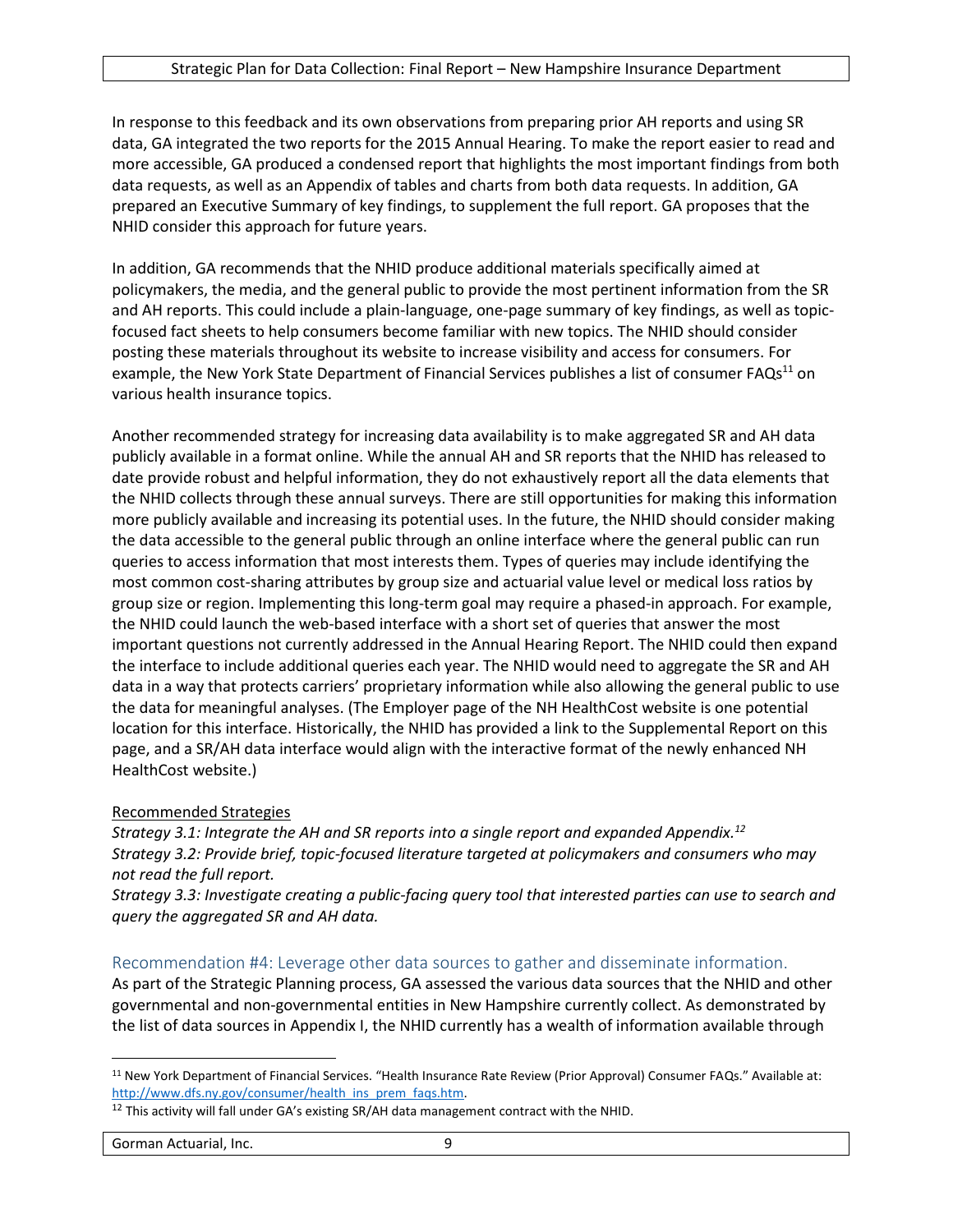In response to this feedback and its own observations from preparing prior AH reports and using SR data, GA integrated the two reports for the 2015 Annual Hearing. To make the report easier to read and more accessible, GA produced a condensed report that highlights the most important findings from both data requests, as well as an Appendix of tables and charts from both data requests. In addition, GA prepared an Executive Summary of key findings, to supplement the full report. GA proposes that the NHID consider this approach for future years.

In addition, GA recommends that the NHID produce additional materials specifically aimed at policymakers, the media, and the general public to provide the most pertinent information from the SR and AH reports. This could include a plain-language, one-page summary of key findings, as well as topic-focused fact sheets to help consumers become familiar with new topics. The NHID should consider posting these materials throughout its website to increase visibility and access for consumers. For example, the New York State Department of Financial Services publishes a list of consumer FAQs[11] on various health insurance topics.

Another recommended strategy for increasing data availability is to make aggregated SR and AH data publicly available in a format online. While the annual AH and SR reports that the NHID has released to date provide robust and helpful information, they do not exhaustively report all the data elements that the NHID collects through these annual surveys. There are still opportunities for making this information more publicly available and increasing its potential uses. In the future, the NHID should consider making the data accessible to the general public through an online interface where the general public can run queries to access information that most interests them. Types of queries may include identifying the most common cost-sharing attributes by group size and actuarial value level or medical loss ratios by group size or region. Implementing this long-term goal may require a phased-in approach. For example, the NHID could launch the web-based interface with a short set of queries that answer the most important questions not currently addressed in the Annual Hearing Report. The NHID could then expand the interface to include additional queries each year. The NHID would need to aggregate the SR and AH data in a way that protects carriers' proprietary information while also allowing the general public to use the data for meaningful analyses. (The Employer page of the NH HealthCost website is one potential location for this interface. Historically, the NHID has provided a link to the Supplemental Report on this page, and a SR/AH data interface would align with the interactive format of the newly enhanced NH HealthCost website.)

<u>Recommended Strategies</u>

*Strategy 3.1: Integrate the AH and SR reports into a single report and expanded Appendix.*[12]
*Strategy 3.2: Provide brief, topic-focused literature targeted at policymakers and consumers who may not read the full report.*
*Strategy 3.3: Investigate creating a public-facing query tool that interested parties can use to search and query the aggregated SR and AH data.*

### Recommendation #4: Leverage other data sources to gather and disseminate information.

As part of the Strategic Planning process, GA assessed the various data sources that the NHID and other governmental and non-governmental entities in New Hampshire currently collect. As demonstrated by the list of data sources in Appendix I, the NHID currently has a wealth of information available through

---

[11] New York Department of Financial Services. "Health Insurance Rate Review (Prior Approval) Consumer FAQs." Available at: http://www.dfs.ny.gov/consumer/health_ins_prem_faqs.htm.

[12] This activity will fall under GA's existing SR/AH data management contract with the NHID.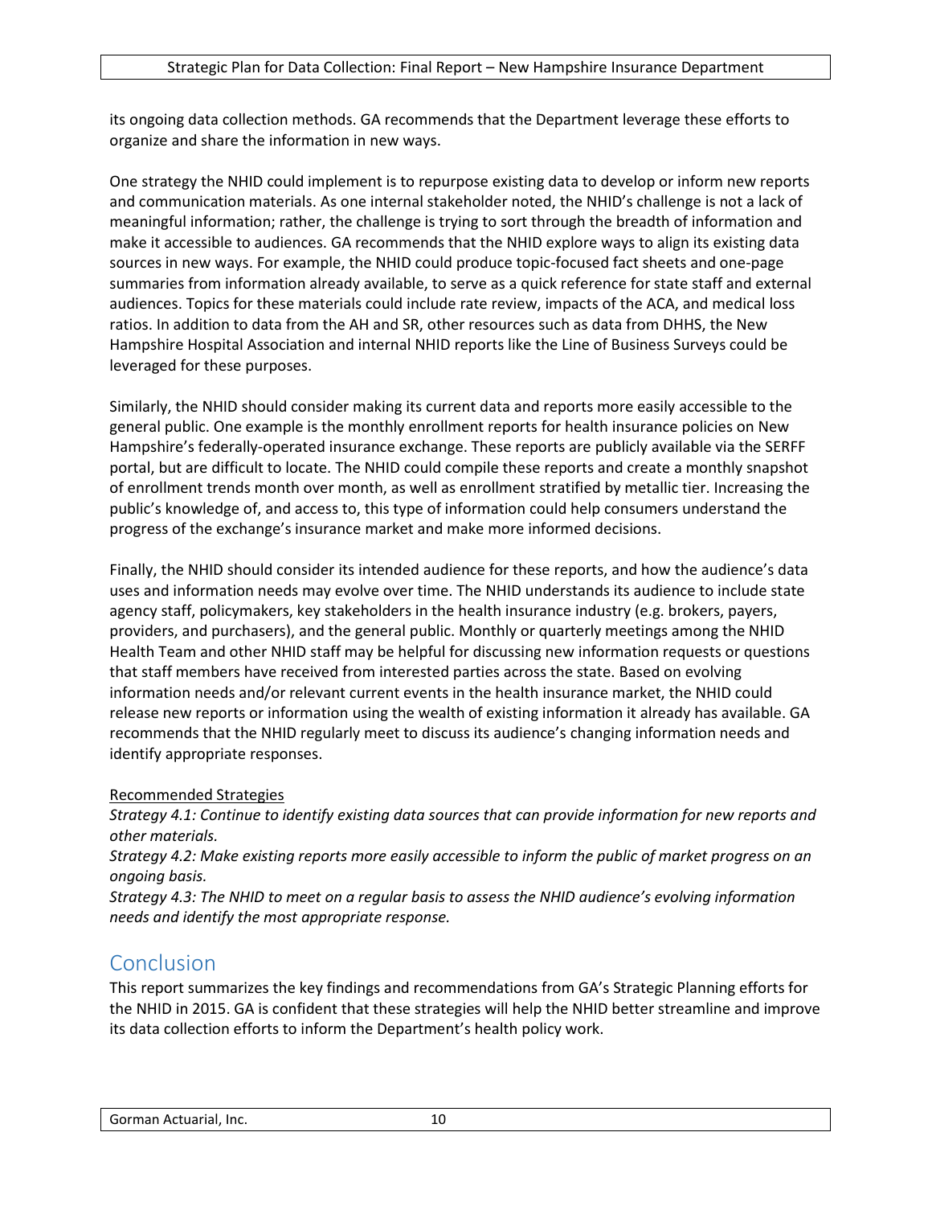its ongoing data collection methods. GA recommends that the Department leverage these efforts to organize and share the information in new ways.

One strategy the NHID could implement is to repurpose existing data to develop or inform new reports and communication materials. As one internal stakeholder noted, the NHID's challenge is not a lack of meaningful information; rather, the challenge is trying to sort through the breadth of information and make it accessible to audiences. GA recommends that the NHID explore ways to align its existing data sources in new ways. For example, the NHID could produce topic-focused fact sheets and one-page summaries from information already available, to serve as a quick reference for state staff and external audiences. Topics for these materials could include rate review, impacts of the ACA, and medical loss ratios. In addition to data from the AH and SR, other resources such as data from DHHS, the New Hampshire Hospital Association and internal NHID reports like the Line of Business Surveys could be leveraged for these purposes.

Similarly, the NHID should consider making its current data and reports more easily accessible to the general public. One example is the monthly enrollment reports for health insurance policies on New Hampshire's federally-operated insurance exchange. These reports are publicly available via the SERFF portal, but are difficult to locate. The NHID could compile these reports and create a monthly snapshot of enrollment trends month over month, as well as enrollment stratified by metallic tier. Increasing the public's knowledge of, and access to, this type of information could help consumers understand the progress of the exchange's insurance market and make more informed decisions.

Finally, the NHID should consider its intended audience for these reports, and how the audience's data uses and information needs may evolve over time. The NHID understands its audience to include state agency staff, policymakers, key stakeholders in the health insurance industry (e.g. brokers, payers, providers, and purchasers), and the general public. Monthly or quarterly meetings among the NHID Health Team and other NHID staff may be helpful for discussing new information requests or questions that staff members have received from interested parties across the state. Based on evolving information needs and/or relevant current events in the health insurance market, the NHID could release new reports or information using the wealth of existing information it already has available. GA recommends that the NHID regularly meet to discuss its audience's changing information needs and identify appropriate responses.

Recommended Strategies

*Strategy 4.1: Continue to identify existing data sources that can provide information for new reports and other materials.*

*Strategy 4.2: Make existing reports more easily accessible to inform the public of market progress on an ongoing basis.*

*Strategy 4.3: The NHID to meet on a regular basis to assess the NHID audience's evolving information needs and identify the most appropriate response.*

## Conclusion

This report summarizes the key findings and recommendations from GA's Strategic Planning efforts for the NHID in 2015. GA is confident that these strategies will help the NHID better streamline and improve its data collection efforts to inform the Department's health policy work.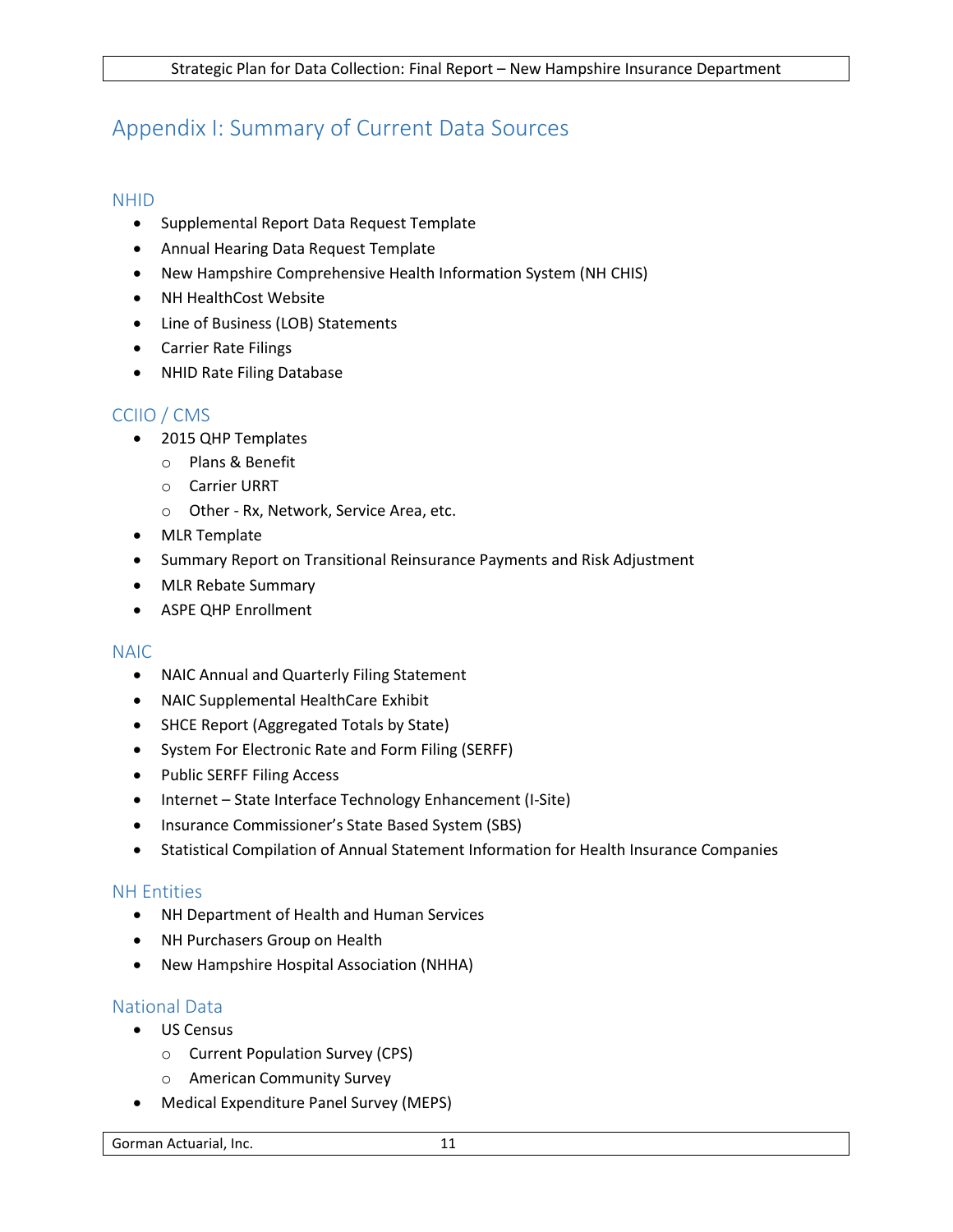# Appendix I: Summary of Current Data Sources

## NHID

- Supplemental Report Data Request Template
- Annual Hearing Data Request Template
- New Hampshire Comprehensive Health Information System (NH CHIS)
- NH HealthCost Website
- Line of Business (LOB) Statements
- Carrier Rate Filings
- NHID Rate Filing Database

## CCIIO / CMS

- 2015 QHP Templates
  - Plans & Benefit
  - Carrier URRT
  - Other - Rx, Network, Service Area, etc.
- MLR Template
- Summary Report on Transitional Reinsurance Payments and Risk Adjustment
- MLR Rebate Summary
- ASPE QHP Enrollment

## NAIC

- NAIC Annual and Quarterly Filing Statement
- NAIC Supplemental HealthCare Exhibit
- SHCE Report (Aggregated Totals by State)
- System For Electronic Rate and Form Filing (SERFF)
- Public SERFF Filing Access
- Internet – State Interface Technology Enhancement (I-Site)
- Insurance Commissioner's State Based System (SBS)
- Statistical Compilation of Annual Statement Information for Health Insurance Companies

## NH Entities

- NH Department of Health and Human Services
- NH Purchasers Group on Health
- New Hampshire Hospital Association (NHHA)

## National Data

- US Census
  - Current Population Survey (CPS)
  - American Community Survey
- Medical Expenditure Panel Survey (MEPS)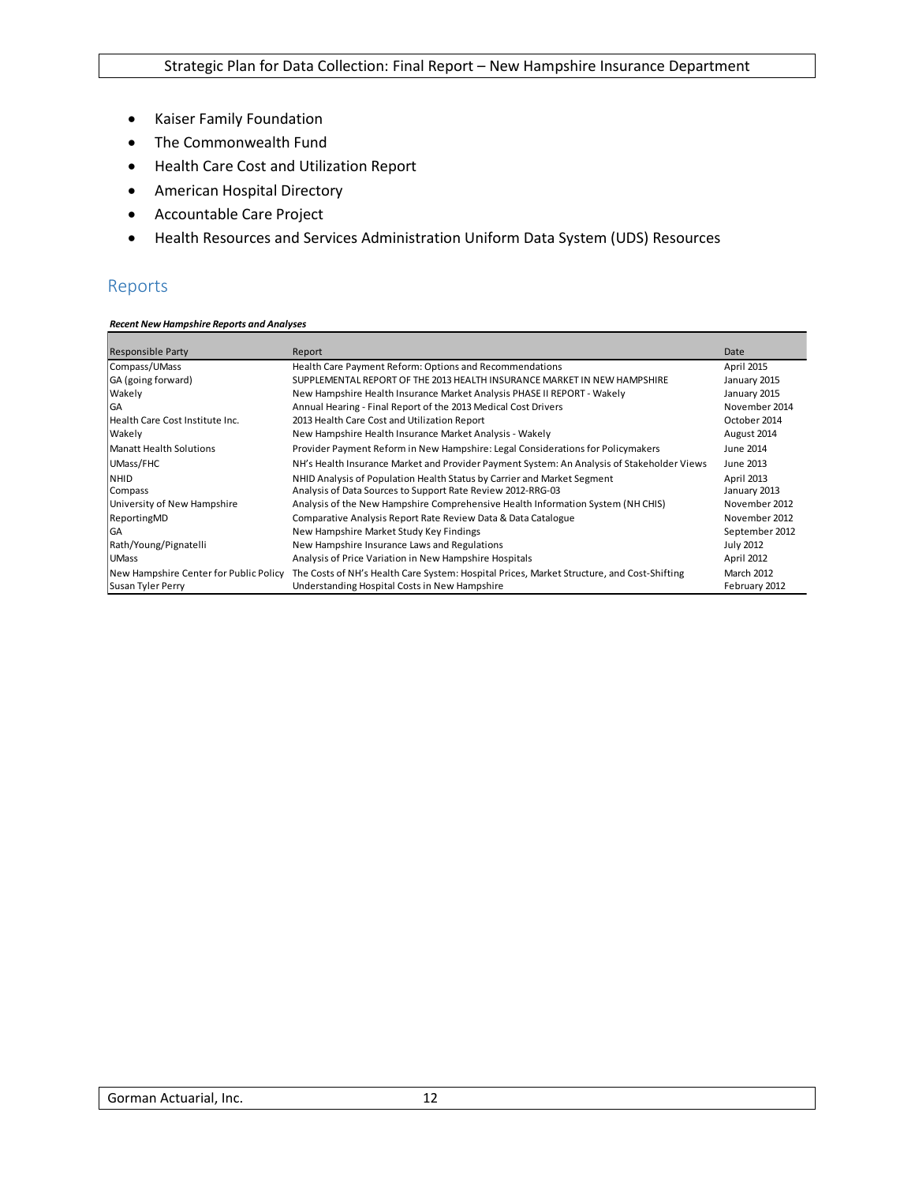- Kaiser Family Foundation
- The Commonwealth Fund
- Health Care Cost and Utilization Report
- American Hospital Directory
- Accountable Care Project
- Health Resources and Services Administration Uniform Data System (UDS) Resources

## Reports

***Recent New Hampshire Reports and Analyses***

| Responsible Party | Report | Date |
|---|---|---|
| Compass/UMass | Health Care Payment Reform: Options and Recommendations | April 2015 |
| GA (going forward) | SUPPLEMENTAL REPORT OF THE 2013 HEALTH INSURANCE MARKET IN NEW HAMPSHIRE | January 2015 |
| Wakely | New Hampshire Health Insurance Market Analysis PHASE II REPORT - Wakely | January 2015 |
| GA | Annual Hearing - Final Report of the 2013 Medical Cost Drivers | November 2014 |
| Health Care Cost Institute Inc. | 2013 Health Care Cost and Utilization Report | October 2014 |
| Wakely | New Hampshire Health Insurance Market Analysis - Wakely | August 2014 |
| Manatt Health Solutions | Provider Payment Reform in New Hampshire: Legal Considerations for Policymakers | June 2014 |
| UMass/FHC | NH's Health Insurance Market and Provider Payment System: An Analysis of Stakeholder Views | June 2013 |
| NHID | NHID Analysis of Population Health Status by Carrier and Market Segment | April 2013 |
| Compass | Analysis of Data Sources to Support Rate Review 2012-RRG-03 | January 2013 |
| University of New Hampshire | Analysis of the New Hampshire Comprehensive Health Information System (NH CHIS) | November 2012 |
| ReportingMD | Comparative Analysis Report Rate Review Data & Data Catalogue | November 2012 |
| GA | New Hampshire Market Study Key Findings | September 2012 |
| Rath/Young/Pignatelli | New Hampshire Insurance Laws and Regulations | July 2012 |
| UMass | Analysis of Price Variation in New Hampshire Hospitals | April 2012 |
| New Hampshire Center for Public Policy | The Costs of NH's Health Care System: Hospital Prices, Market Structure, and Cost-Shifting | March 2012 |
| Susan Tyler Perry | Understanding Hospital Costs in New Hampshire | February 2012 |